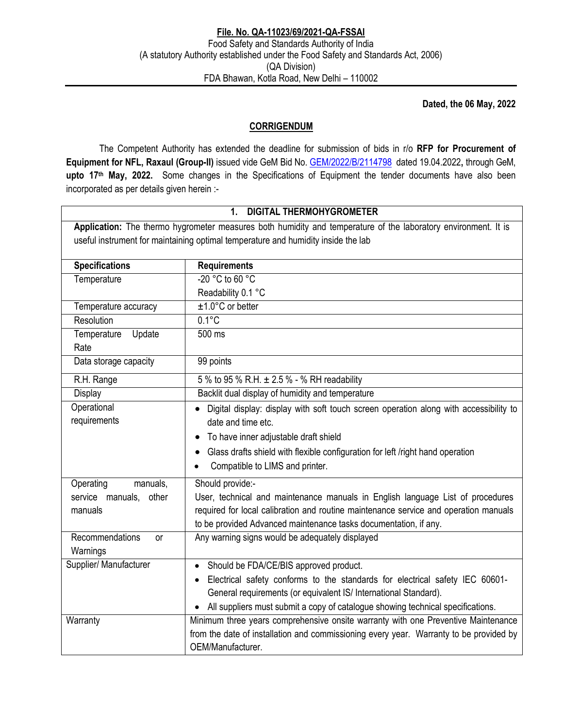**File. No. QA-11023/69/2021-QA-FSSAI**
Food Safety and Standards Authority of India
(A statutory Authority established under the Food Safety and Standards Act, 2006)
(QA Division)
FDA Bhawan, Kotla Road, New Delhi – 110002

**Dated, the 06 May, 2022**

## CORRIGENDUM

The Competent Authority has extended the deadline for submission of bids in r/o **RFP for Procurement of Equipment for NFL, Raxaul (Group-II)** issued vide GeM Bid No. GEM/2022/B/2114798 dated 19.04.2022**,** through GeM, **upto 17th May, 2022.** Some changes in the Specifications of Equipment the tender documents have also been incorporated as per details given herein :-

| **1. DIGITAL THERMOHYGROMETER** | |
|---|---|
| **Application:** The thermo hygrometer measures both humidity and temperature of the laboratory environment. It is useful instrument for maintaining optimal temperature and humidity inside the lab | |
| **Specifications** | **Requirements** |
| Temperature | -20 °C to 60 °C<br>Readability 0.1 °C |
| Temperature accuracy | ±1.0°C or better |
| Resolution | 0.1°C |
| Temperature Update Rate | 500 ms |
| Data storage capacity | 99 points |
| R.H. Range | 5 % to 95 % R.H. ± 2.5 % - % RH readability |
| Display | Backlit dual display of humidity and temperature |
| Operational requirements | • Digital display: display with soft touch screen operation along with accessibility to date and time etc.<br>• To have inner adjustable draft shield<br>• Glass drafts shield with flexible configuration for left /right hand operation<br>• Compatible to LIMS and printer. |
| Operating manuals, service manuals, other manuals | Should provide:-<br>User, technical and maintenance manuals in English language List of procedures required for local calibration and routine maintenance service and operation manuals to be provided Advanced maintenance tasks documentation, if any. |
| Recommendations or Warnings | Any warning signs would be adequately displayed |
| Supplier/ Manufacturer | • Should be FDA/CE/BIS approved product.<br>• Electrical safety conforms to the standards for electrical safety IEC 60601-General requirements (or equivalent IS/ International Standard).<br>• All suppliers must submit a copy of catalogue showing technical specifications. |
| Warranty | Minimum three years comprehensive onsite warranty with one Preventive Maintenance from the date of installation and commissioning every year. Warranty to be provided by OEM/Manufacturer. |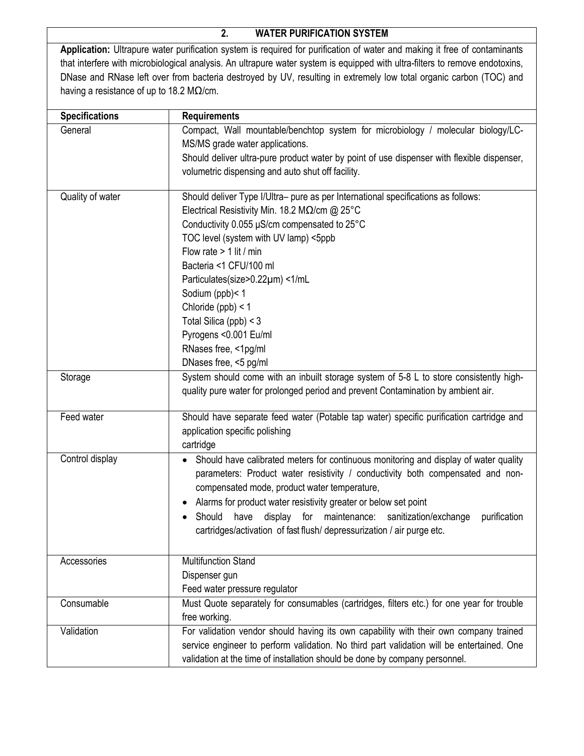## 2. WATER PURIFICATION SYSTEM

**Application:** Ultrapure water purification system is required for purification of water and making it free of contaminants that interfere with microbiological analysis. An ultrapure water system is equipped with ultra-filters to remove endotoxins, DNase and RNase left over from bacteria destroyed by UV, resulting in extremely low total organic carbon (TOC) and having a resistance of up to 18.2 MΩ/cm.

| Specifications | Requirements |
|---|---|
| General | Compact, Wall mountable/benchtop system for microbiology / molecular biology/LC-MS/MS grade water applications.<br>Should deliver ultra-pure product water by point of use dispenser with flexible dispenser, volumetric dispensing and auto shut off facility. |
| Quality of water | Should deliver Type I/Ultra– pure as per International specifications as follows:<br>Electrical Resistivity Min. 18.2 MΩ/cm @ 25°C<br>Conductivity 0.055 µS/cm compensated to 25°C<br>TOC level (system with UV lamp) <5ppb<br>Flow rate > 1 lit / min<br>Bacteria <1 CFU/100 ml<br>Particulates(size>0.22µm) <1/mL<br>Sodium (ppb)< 1<br>Chloride (ppb) < 1<br>Total Silica (ppb) < 3<br>Pyrogens <0.001 Eu/ml<br>RNases free, <1pg/ml<br>DNases free, <5 pg/ml |
| Storage | System should come with an inbuilt storage system of 5-8 L to store consistently high-quality pure water for prolonged period and prevent Contamination by ambient air. |
| Feed water | Should have separate feed water (Potable tap water) specific purification cartridge and application specific polishing cartridge |
| Control display | • Should have calibrated meters for continuous monitoring and display of water quality parameters: Product water resistivity / conductivity both compensated and non-compensated mode, product water temperature,<br>• Alarms for product water resistivity greater or below set point<br>• Should have display for maintenance: sanitization/exchange purification cartridges/activation of fast flush/ depressurization / air purge etc. |
| Accessories | Multifunction Stand<br>Dispenser gun<br>Feed water pressure regulator |
| Consumable | Must Quote separately for consumables (cartridges, filters etc.) for one year for trouble free working. |
| Validation | For validation vendor should having its own capability with their own company trained service engineer to perform validation. No third part validation will be entertained. One validation at the time of installation should be done by company personnel. |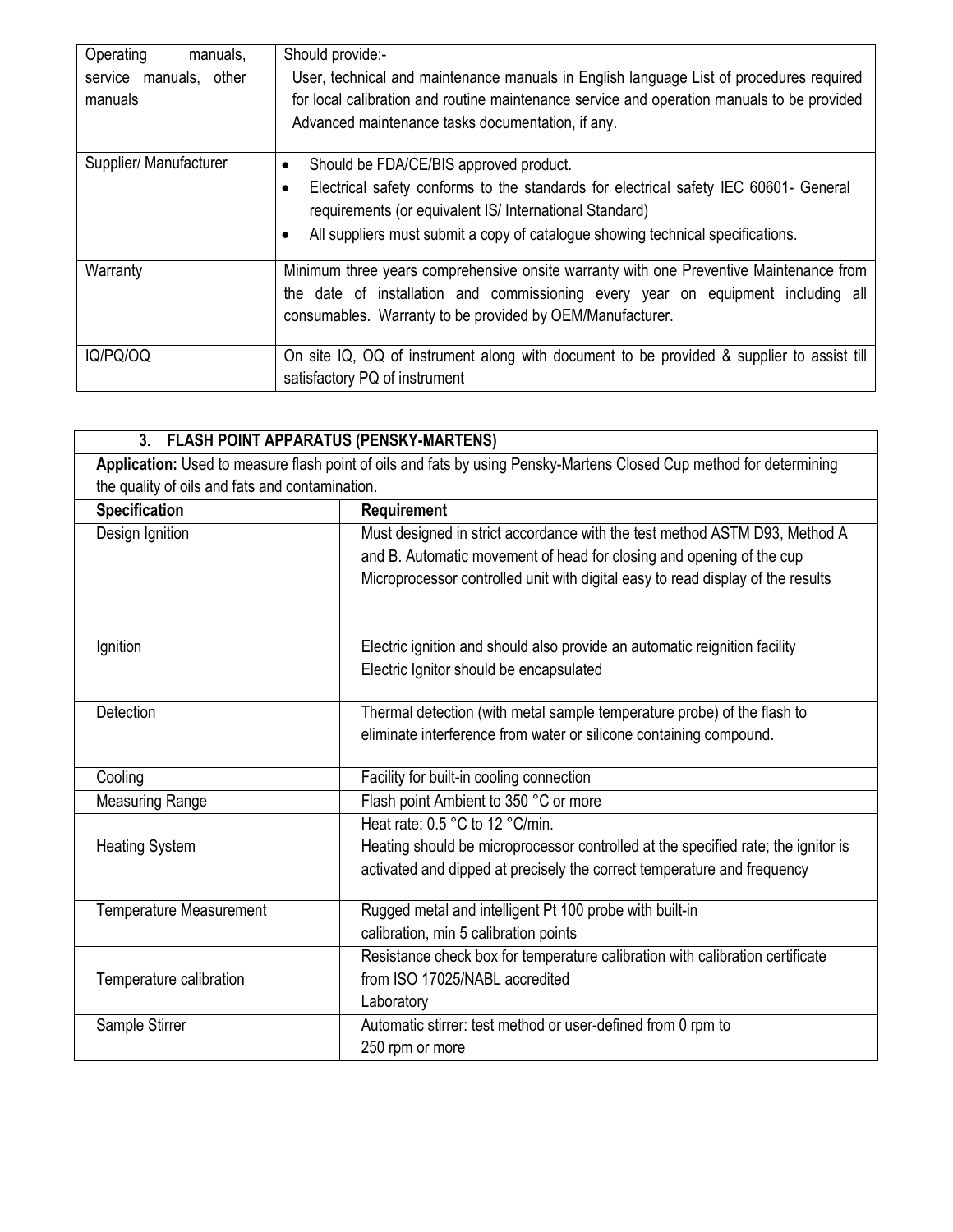| | |
|---|---|
| Operating manuals, service manuals, other manuals | Should provide:- User, technical and maintenance manuals in English language List of procedures required for local calibration and routine maintenance service and operation manuals to be provided Advanced maintenance tasks documentation, if any. |
| Supplier/ Manufacturer | • Should be FDA/CE/BIS approved product. <br> • Electrical safety conforms to the standards for electrical safety IEC 60601- General requirements (or equivalent IS/ International Standard) <br> • All suppliers must submit a copy of catalogue showing technical specifications. |
| Warranty | Minimum three years comprehensive onsite warranty with one Preventive Maintenance from the date of installation and commissioning every year on equipment including all consumables. Warranty to be provided by OEM/Manufacturer. |
| IQ/PQ/OQ | On site IQ, OQ of instrument along with document to be provided & supplier to assist till satisfactory PQ of instrument |

### 3. FLASH POINT APPARATUS (PENSKY-MARTENS)

**Application:** Used to measure flash point of oils and fats by using Pensky-Martens Closed Cup method for determining the quality of oils and fats and contamination.

| Specification | Requirement |
|---|---|
| Design Ignition | Must designed in strict accordance with the test method ASTM D93, Method A and B. Automatic movement of head for closing and opening of the cup Microprocessor controlled unit with digital easy to read display of the results |
| Ignition | Electric ignition and should also provide an automatic reignition facility Electric Ignitor should be encapsulated |
| Detection | Thermal detection (with metal sample temperature probe) of the flash to eliminate interference from water or silicone containing compound. |
| Cooling | Facility for built-in cooling connection |
| Measuring Range | Flash point Ambient to 350 °C or more |
| Heating System | Heat rate: 0.5 °C to 12 °C/min. Heating should be microprocessor controlled at the specified rate; the ignitor is activated and dipped at precisely the correct temperature and frequency |
| Temperature Measurement | Rugged metal and intelligent Pt 100 probe with built-in calibration, min 5 calibration points |
| Temperature calibration | Resistance check box for temperature calibration with calibration certificate from ISO 17025/NABL accredited Laboratory |
| Sample Stirrer | Automatic stirrer: test method or user-defined from 0 rpm to 250 rpm or more |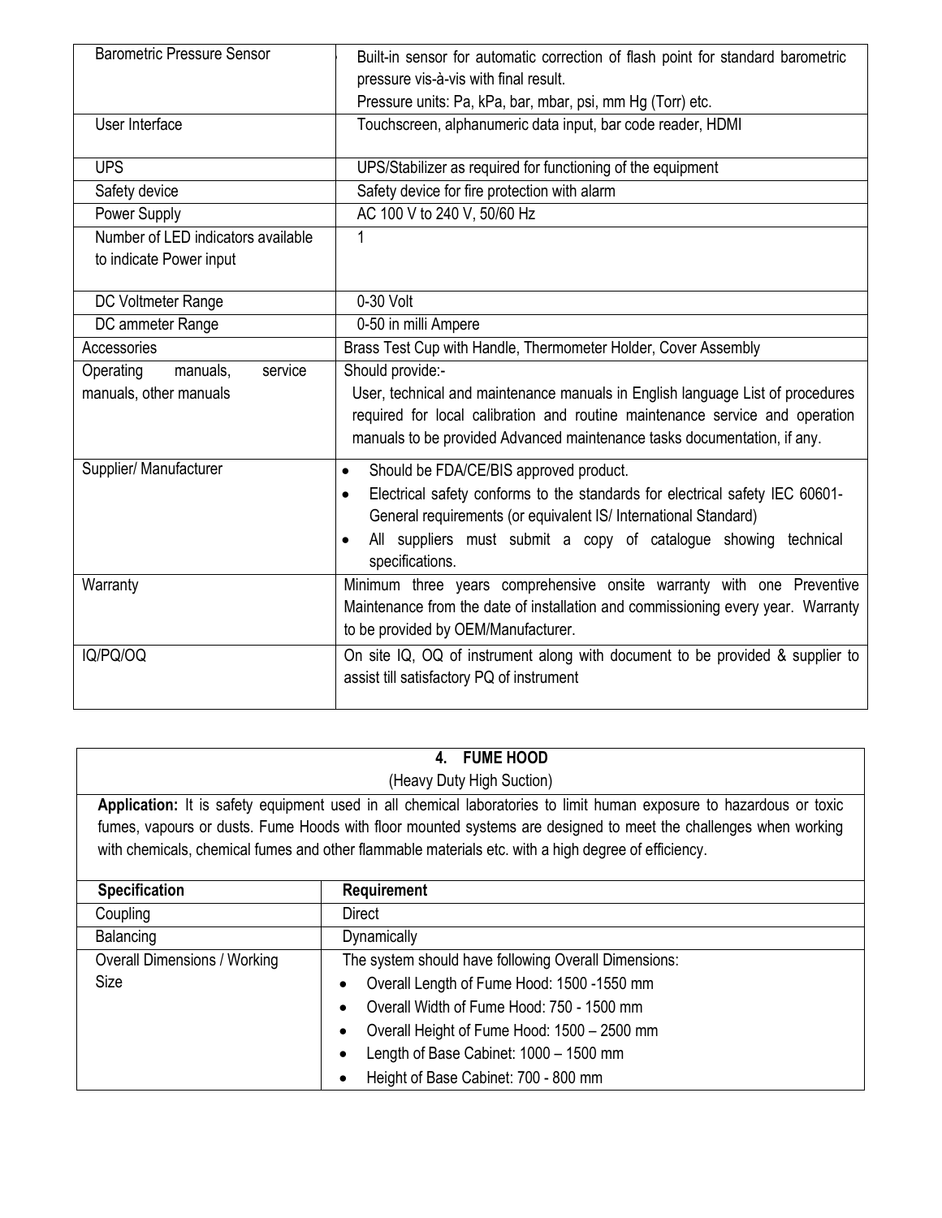| | |
|---|---|
| Barometric Pressure Sensor | Built-in sensor for automatic correction of flash point for standard barometric pressure vis-à-vis with final result.<br>Pressure units: Pa, kPa, bar, mbar, psi, mm Hg (Torr) etc. |
| User Interface | Touchscreen, alphanumeric data input, bar code reader, HDMI |
| UPS | UPS/Stabilizer as required for functioning of the equipment |
| Safety device | Safety device for fire protection with alarm |
| Power Supply | AC 100 V to 240 V, 50/60 Hz |
| Number of LED indicators available to indicate Power input | 1 |
| DC Voltmeter Range | 0-30 Volt |
| DC ammeter Range | 0-50 in milli Ampere |
| Accessories | Brass Test Cup with Handle, Thermometer Holder, Cover Assembly |
| Operating manuals, service manuals, other manuals | Should provide:-<br>User, technical and maintenance manuals in English language List of procedures required for local calibration and routine maintenance service and operation manuals to be provided Advanced maintenance tasks documentation, if any. |
| Supplier/ Manufacturer | • Should be FDA/CE/BIS approved product.<br>• Electrical safety conforms to the standards for electrical safety IEC 60601-General requirements (or equivalent IS/ International Standard)<br>• All suppliers must submit a copy of catalogue showing technical specifications. |
| Warranty | Minimum three years comprehensive onsite warranty with one Preventive Maintenance from the date of installation and commissioning every year. Warranty to be provided by OEM/Manufacturer. |
| IQ/PQ/OQ | On site IQ, OQ of instrument along with document to be provided & supplier to assist till satisfactory PQ of instrument |

## 4. FUME HOOD

(Heavy Duty High Suction)

**Application:** It is safety equipment used in all chemical laboratories to limit human exposure to hazardous or toxic fumes, vapours or dusts. Fume Hoods with floor mounted systems are designed to meet the challenges when working with chemicals, chemical fumes and other flammable materials etc. with a high degree of efficiency.

| Specification | Requirement |
|---|---|
| Coupling | Direct |
| Balancing | Dynamically |
| Overall Dimensions / Working Size | The system should have following Overall Dimensions:<br>• Overall Length of Fume Hood: 1500 -1550 mm<br>• Overall Width of Fume Hood: 750 - 1500 mm<br>• Overall Height of Fume Hood: 1500 – 2500 mm<br>• Length of Base Cabinet: 1000 – 1500 mm<br>• Height of Base Cabinet: 700 - 800 mm |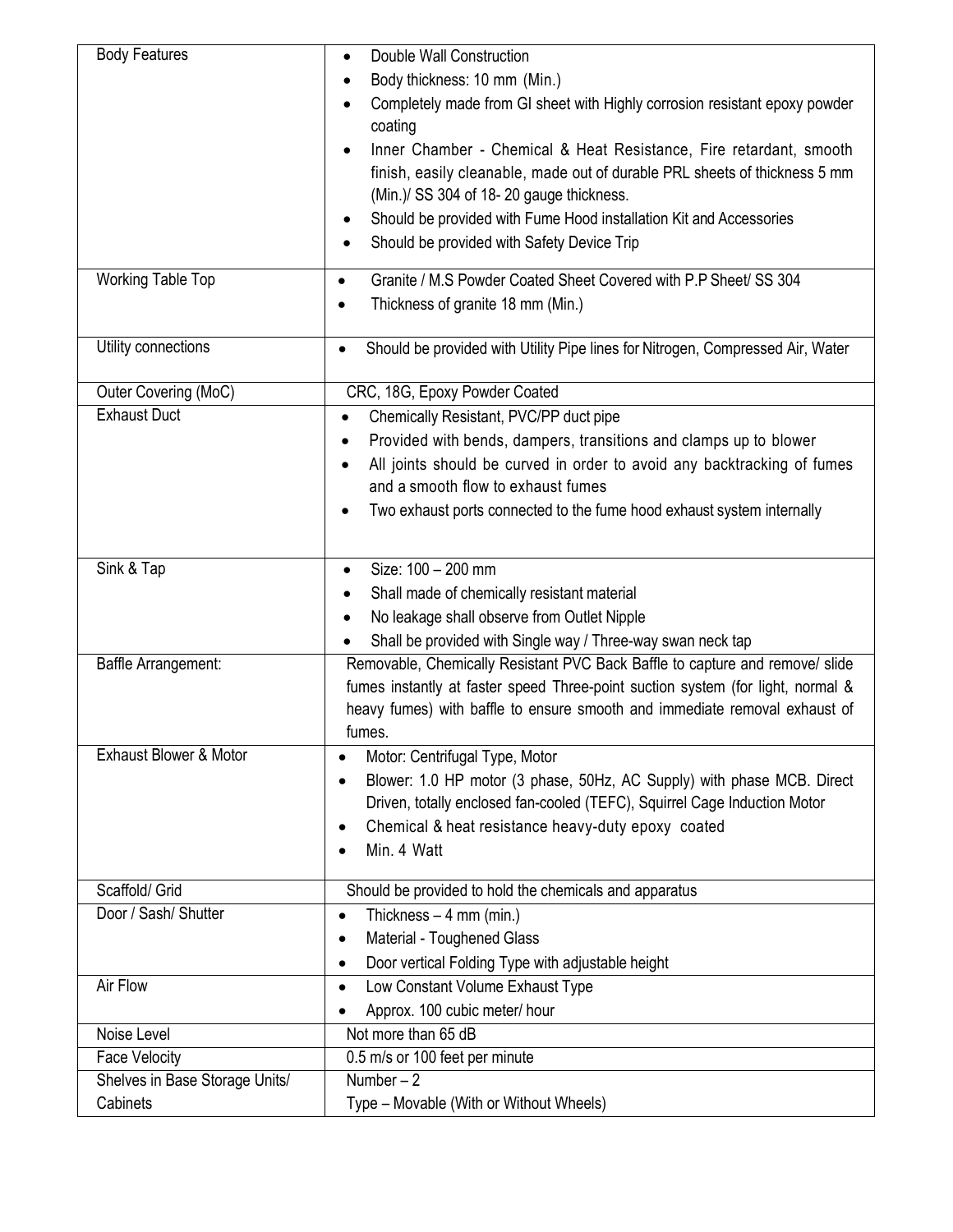| | |
|---|---|
| Body Features | • Double Wall Construction<br>• Body thickness: 10 mm (Min.)<br>• Completely made from GI sheet with Highly corrosion resistant epoxy powder coating<br>• Inner Chamber - Chemical & Heat Resistance, Fire retardant, smooth finish, easily cleanable, made out of durable PRL sheets of thickness 5 mm (Min.)/ SS 304 of 18- 20 gauge thickness.<br>• Should be provided with Fume Hood installation Kit and Accessories<br>• Should be provided with Safety Device Trip |
| Working Table Top | • Granite / M.S Powder Coated Sheet Covered with P.P Sheet/ SS 304<br>• Thickness of granite 18 mm (Min.) |
| Utility connections | • Should be provided with Utility Pipe lines for Nitrogen, Compressed Air, Water |
| Outer Covering (MoC) | CRC, 18G, Epoxy Powder Coated |
| Exhaust Duct | • Chemically Resistant, PVC/PP duct pipe<br>• Provided with bends, dampers, transitions and clamps up to blower<br>• All joints should be curved in order to avoid any backtracking of fumes and a smooth flow to exhaust fumes<br>• Two exhaust ports connected to the fume hood exhaust system internally |
| Sink & Tap | • Size: 100 – 200 mm<br>• Shall made of chemically resistant material<br>• No leakage shall observe from Outlet Nipple<br>• Shall be provided with Single way / Three-way swan neck tap |
| Baffle Arrangement: | Removable, Chemically Resistant PVC Back Baffle to capture and remove/ slide fumes instantly at faster speed Three-point suction system (for light, normal & heavy fumes) with baffle to ensure smooth and immediate removal exhaust of fumes. |
| Exhaust Blower & Motor | • Motor: Centrifugal Type, Motor<br>• Blower: 1.0 HP motor (3 phase, 50Hz, AC Supply) with phase MCB. Direct Driven, totally enclosed fan-cooled (TEFC), Squirrel Cage Induction Motor<br>• Chemical & heat resistance heavy-duty epoxy coated<br>• Min. 4 Watt |
| Scaffold/ Grid | Should be provided to hold the chemicals and apparatus |
| Door / Sash/ Shutter | • Thickness – 4 mm (min.)<br>• Material - Toughened Glass<br>• Door vertical Folding Type with adjustable height |
| Air Flow | • Low Constant Volume Exhaust Type<br>• Approx. 100 cubic meter/ hour |
| Noise Level | Not more than 65 dB |
| Face Velocity | 0.5 m/s or 100 feet per minute |
| Shelves in Base Storage Units/ Cabinets | Number – 2<br>Type – Movable (With or Without Wheels) |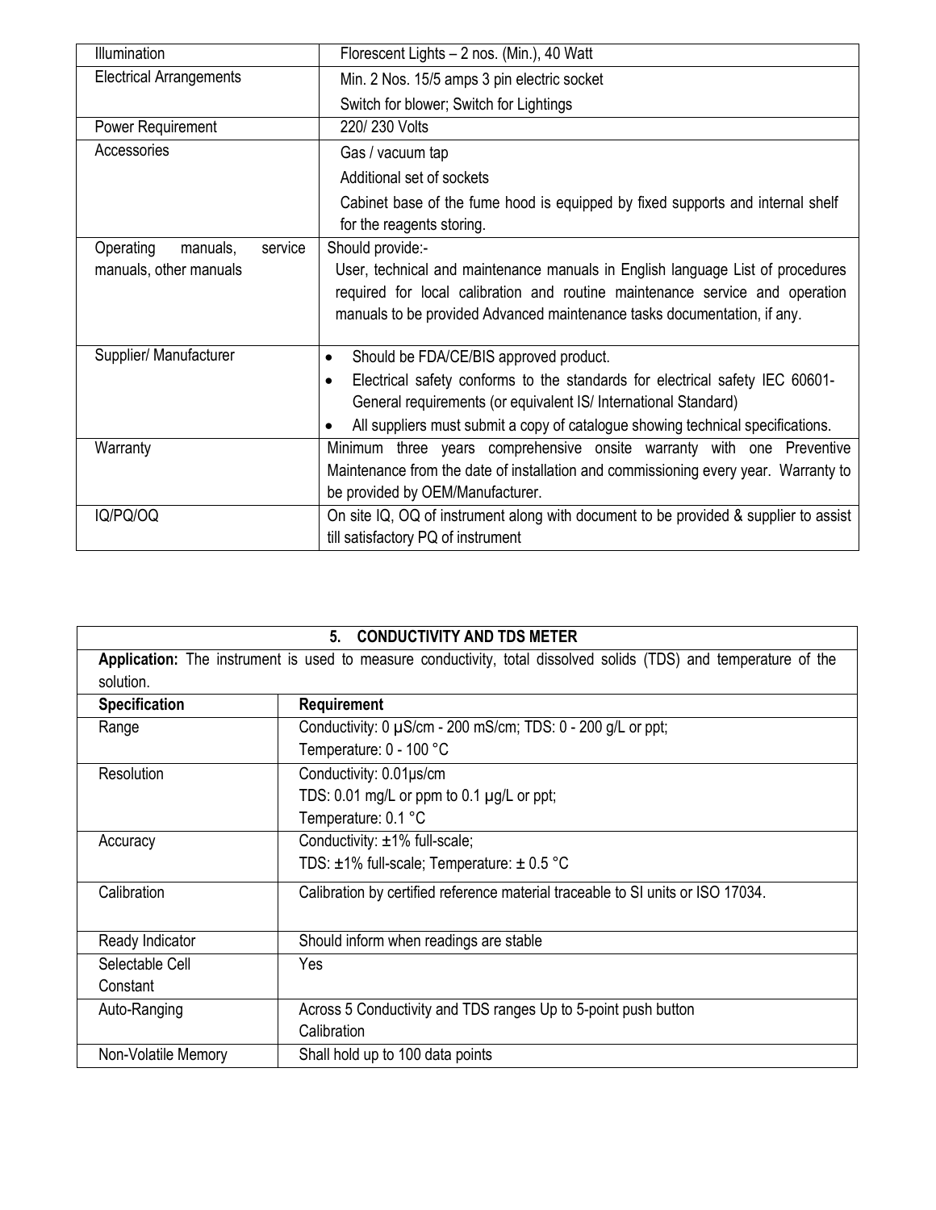| | |
|---|---|
| Illumination | Florescent Lights – 2 nos. (Min.), 40 Watt |
| Electrical Arrangements | Min. 2 Nos. 15/5 amps 3 pin electric socket<br>Switch for blower; Switch for Lightings |
| Power Requirement | 220/ 230 Volts |
| Accessories | Gas / vacuum tap<br>Additional set of sockets<br>Cabinet base of the fume hood is equipped by fixed supports and internal shelf for the reagents storing. |
| Operating manuals, service manuals, other manuals | Should provide:-<br>User, technical and maintenance manuals in English language List of procedures required for local calibration and routine maintenance service and operation manuals to be provided Advanced maintenance tasks documentation, if any. |
| Supplier/ Manufacturer | • Should be FDA/CE/BIS approved product.<br>• Electrical safety conforms to the standards for electrical safety IEC 60601-General requirements (or equivalent IS/ International Standard)<br>• All suppliers must submit a copy of catalogue showing technical specifications. |
| Warranty | Minimum three years comprehensive onsite warranty with one Preventive Maintenance from the date of installation and commissioning every year. Warranty to be provided by OEM/Manufacturer. |
| IQ/PQ/OQ | On site IQ, OQ of instrument along with document to be provided & supplier to assist till satisfactory PQ of instrument |

## 5. CONDUCTIVITY AND TDS METER

**Application:** The instrument is used to measure conductivity, total dissolved solids (TDS) and temperature of the solution.

| Specification | Requirement |
|---|---|
| Range | Conductivity: 0 µS/cm - 200 mS/cm; TDS: 0 - 200 g/L or ppt;<br>Temperature: 0 - 100 °C |
| Resolution | Conductivity: 0.01µs/cm<br>TDS: 0.01 mg/L or ppm to 0.1 µg/L or ppt;<br>Temperature: 0.1 °C |
| Accuracy | Conductivity: ±1% full-scale;<br>TDS: ±1% full-scale; Temperature: ± 0.5 °C |
| Calibration | Calibration by certified reference material traceable to SI units or ISO 17034. |
| Ready Indicator | Should inform when readings are stable |
| Selectable Cell Constant | Yes |
| Auto-Ranging | Across 5 Conductivity and TDS ranges Up to 5-point push button Calibration |
| Non-Volatile Memory | Shall hold up to 100 data points |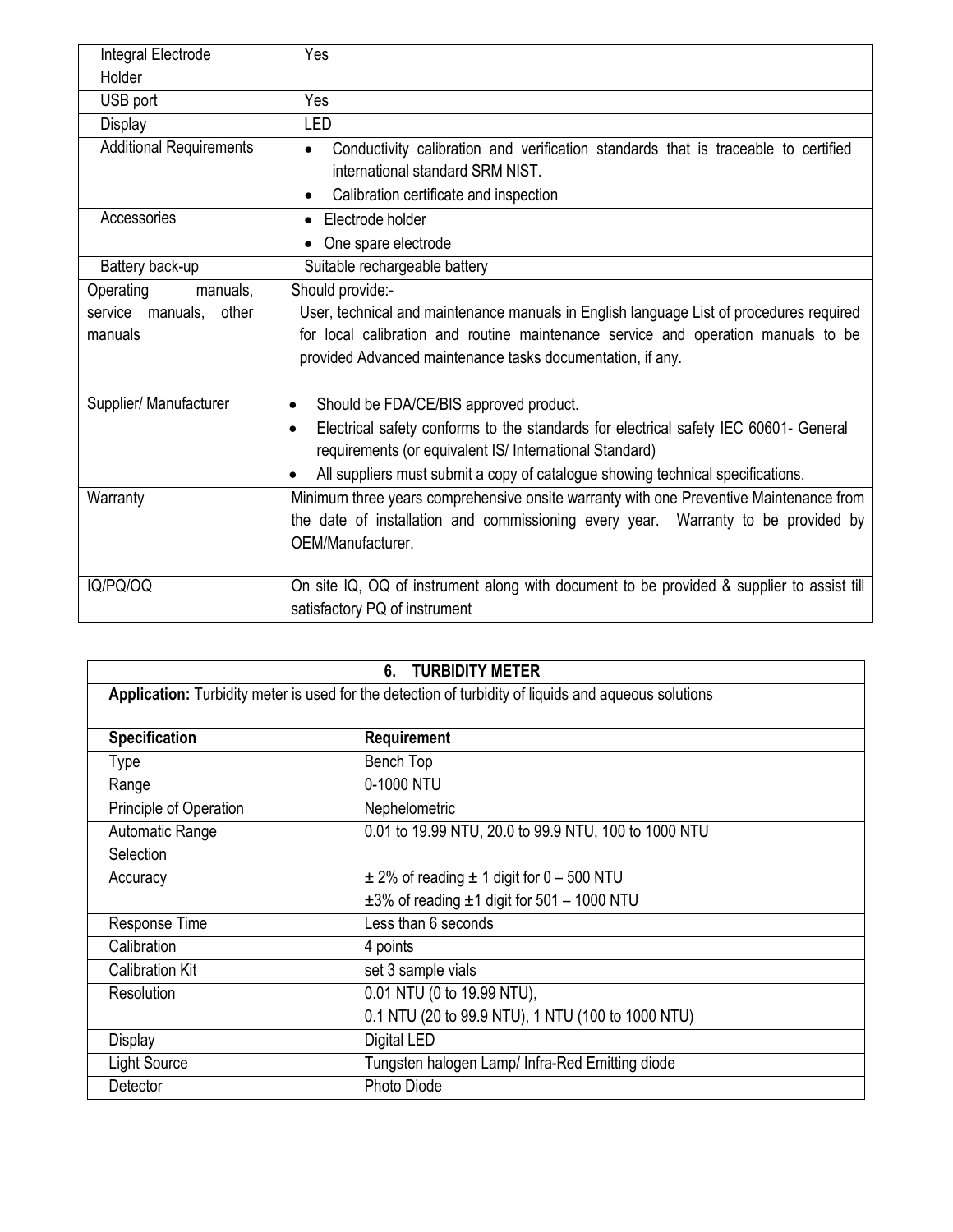| | |
|---|---|
| Integral Electrode Holder | Yes |
| USB port | Yes |
| Display | LED |
| Additional Requirements | • Conductivity calibration and verification standards that is traceable to certified international standard SRM NIST.<br>• Calibration certificate and inspection |
| Accessories | • Electrode holder<br>• One spare electrode |
| Battery back-up | Suitable rechargeable battery |
| Operating manuals, service manuals, other manuals | Should provide:-<br>User, technical and maintenance manuals in English language List of procedures required for local calibration and routine maintenance service and operation manuals to be provided Advanced maintenance tasks documentation, if any. |
| Supplier/ Manufacturer | • Should be FDA/CE/BIS approved product.<br>• Electrical safety conforms to the standards for electrical safety IEC 60601- General requirements (or equivalent IS/ International Standard)<br>• All suppliers must submit a copy of catalogue showing technical specifications. |
| Warranty | Minimum three years comprehensive onsite warranty with one Preventive Maintenance from the date of installation and commissioning every year. Warranty to be provided by OEM/Manufacturer. |
| IQ/PQ/OQ | On site IQ, OQ of instrument along with document to be provided & supplier to assist till satisfactory PQ of instrument |

## 6. TURBIDITY METER

**Application:** Turbidity meter is used for the detection of turbidity of liquids and aqueous solutions

| Specification | Requirement |
|---|---|
| Type | Bench Top |
| Range | 0-1000 NTU |
| Principle of Operation | Nephelometric |
| Automatic Range Selection | 0.01 to 19.99 NTU, 20.0 to 99.9 NTU, 100 to 1000 NTU |
| Accuracy | ± 2% of reading ± 1 digit for 0 – 500 NTU<br>±3% of reading ±1 digit for 501 – 1000 NTU |
| Response Time | Less than 6 seconds |
| Calibration | 4 points |
| Calibration Kit | set 3 sample vials |
| Resolution | 0.01 NTU (0 to 19.99 NTU),<br>0.1 NTU (20 to 99.9 NTU), 1 NTU (100 to 1000 NTU) |
| Display | Digital LED |
| Light Source | Tungsten halogen Lamp/ Infra-Red Emitting diode |
| Detector | Photo Diode |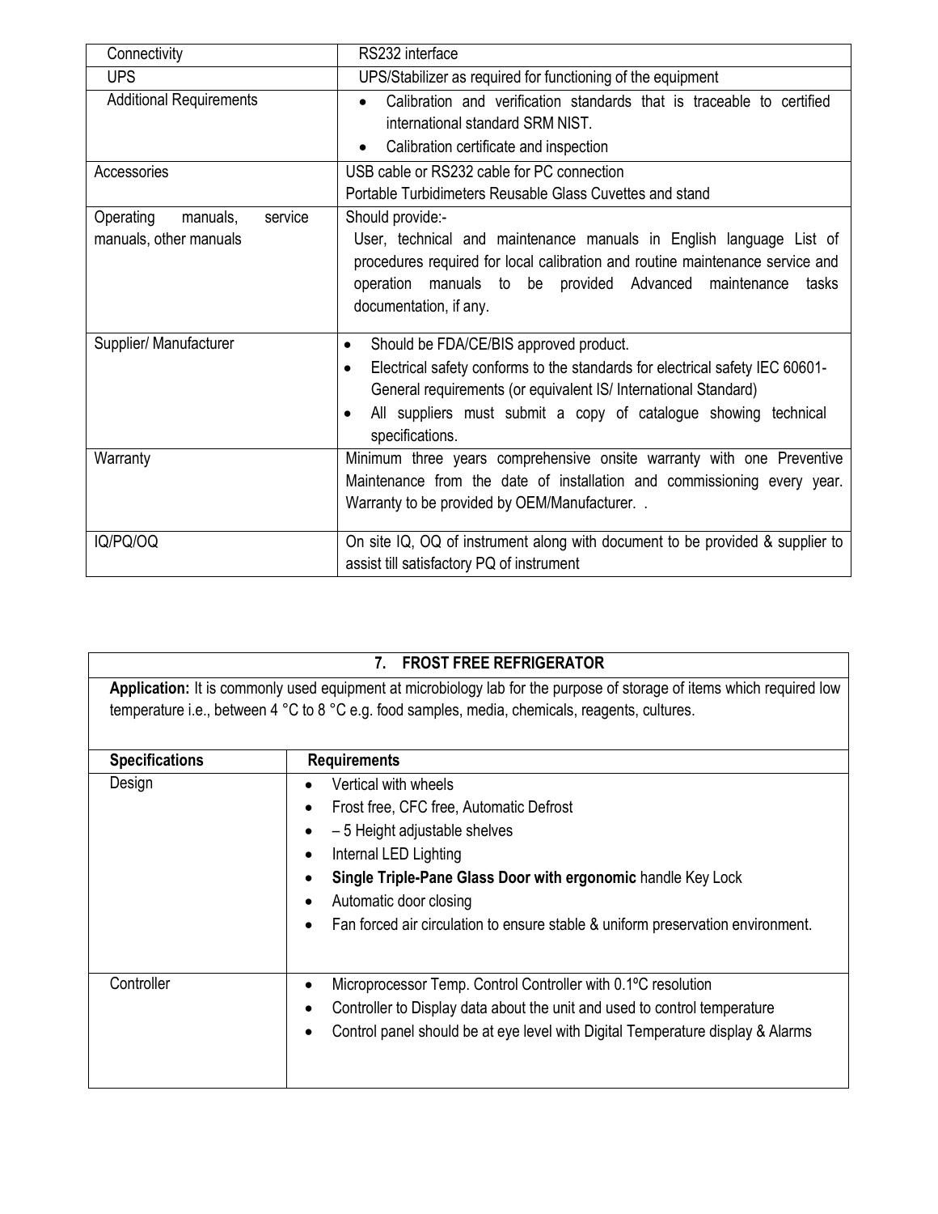| Connectivity | RS232 interface |
|---|---|
| UPS | UPS/Stabilizer as required for functioning of the equipment |
| Additional Requirements | • Calibration and verification standards that is traceable to certified international standard SRM NIST.<br>• Calibration certificate and inspection |
| Accessories | USB cable or RS232 cable for PC connection<br>Portable Turbidimeters Reusable Glass Cuvettes and stand |
| Operating manuals, service manuals, other manuals | Should provide:-<br>User, technical and maintenance manuals in English language List of procedures required for local calibration and routine maintenance service and operation manuals to be provided Advanced maintenance tasks documentation, if any. |
| Supplier/ Manufacturer | • Should be FDA/CE/BIS approved product.<br>• Electrical safety conforms to the standards for electrical safety IEC 60601-General requirements (or equivalent IS/ International Standard)<br>• All suppliers must submit a copy of catalogue showing technical specifications. |
| Warranty | Minimum three years comprehensive onsite warranty with one Preventive Maintenance from the date of installation and commissioning every year. Warranty to be provided by OEM/Manufacturer. . |
| IQ/PQ/OQ | On site IQ, OQ of instrument along with document to be provided & supplier to assist till satisfactory PQ of instrument |

## 7. FROST FREE REFRIGERATOR

**Application:** It is commonly used equipment at microbiology lab for the purpose of storage of items which required low temperature i.e., between 4 °C to 8 °C e.g. food samples, media, chemicals, reagents, cultures.

| Specifications | Requirements |
|---|---|
| Design | • Vertical with wheels<br>• Frost free, CFC free, Automatic Defrost<br>• – 5 Height adjustable shelves<br>• Internal LED Lighting<br>• **Single Triple-Pane Glass Door with ergonomic** handle Key Lock<br>• Automatic door closing<br>• Fan forced air circulation to ensure stable & uniform preservation environment. |
| Controller | • Microprocessor Temp. Control Controller with 0.1ºC resolution<br>• Controller to Display data about the unit and used to control temperature<br>• Control panel should be at eye level with Digital Temperature display & Alarms |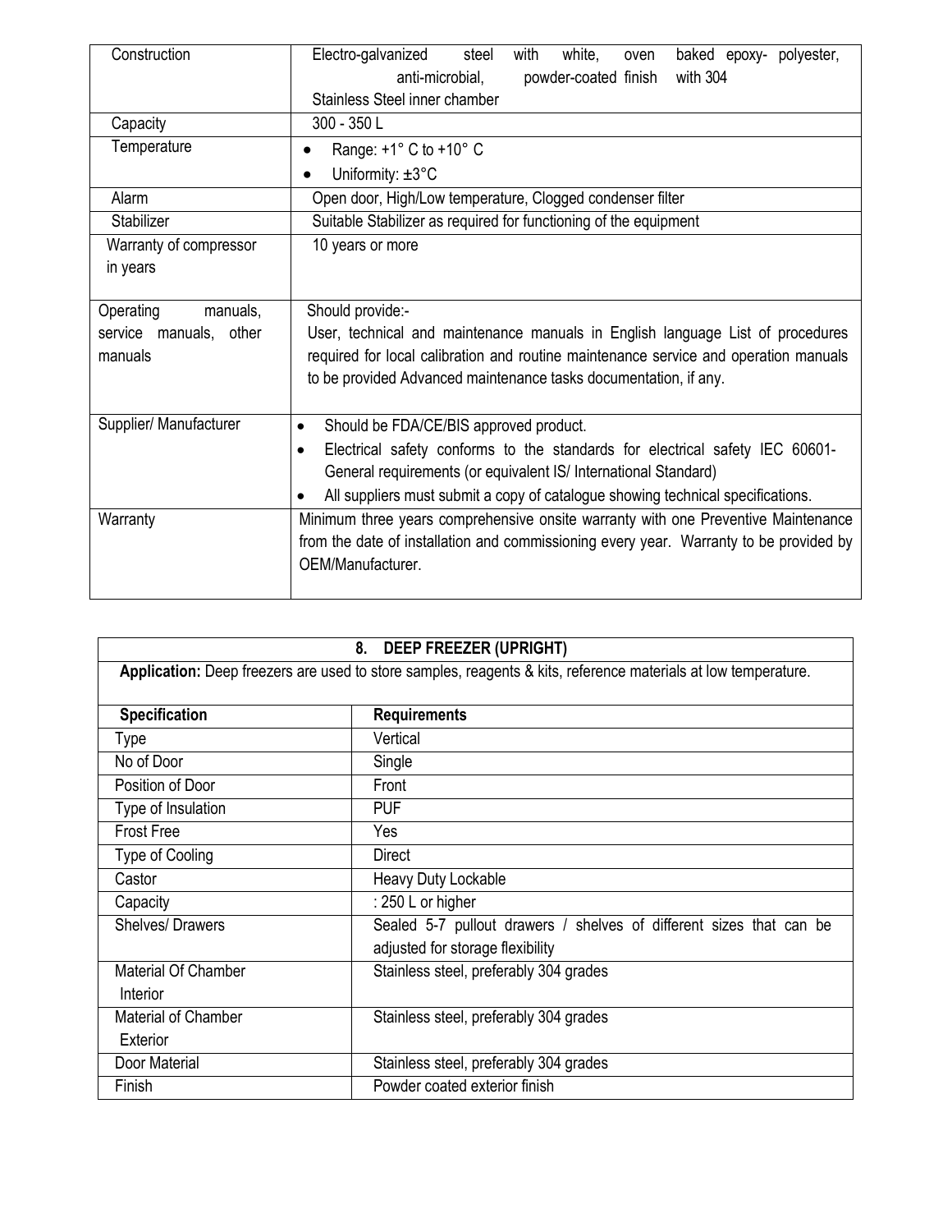| | |
|---|---|
| Construction | Electro-galvanized steel with white, oven baked epoxy- polyester, anti-microbial, powder-coated finish with 304 Stainless Steel inner chamber |
| Capacity | 300 - 350 L |
| Temperature | • Range: +1° C to +10° C<br>• Uniformity: ±3°C |
| Alarm | Open door, High/Low temperature, Clogged condenser filter |
| Stabilizer | Suitable Stabilizer as required for functioning of the equipment |
| Warranty of compressor in years | 10 years or more |
| Operating manuals, service manuals, other manuals | Should provide:-<br>User, technical and maintenance manuals in English language List of procedures required for local calibration and routine maintenance service and operation manuals to be provided Advanced maintenance tasks documentation, if any. |
| Supplier/ Manufacturer | • Should be FDA/CE/BIS approved product.<br>• Electrical safety conforms to the standards for electrical safety IEC 60601-General requirements (or equivalent IS/ International Standard)<br>• All suppliers must submit a copy of catalogue showing technical specifications. |
| Warranty | Minimum three years comprehensive onsite warranty with one Preventive Maintenance from the date of installation and commissioning every year. Warranty to be provided by OEM/Manufacturer. |

## 8. DEEP FREEZER (UPRIGHT)

**Application:** Deep freezers are used to store samples, reagents & kits, reference materials at low temperature.

| Specification | Requirements |
|---|---|
| Type | Vertical |
| No of Door | Single |
| Position of Door | Front |
| Type of Insulation | PUF |
| Frost Free | Yes |
| Type of Cooling | Direct |
| Castor | Heavy Duty Lockable |
| Capacity | : 250 L or higher |
| Shelves/ Drawers | Sealed 5-7 pullout drawers / shelves of different sizes that can be adjusted for storage flexibility |
| Material Of Chamber Interior | Stainless steel, preferably 304 grades |
| Material of Chamber Exterior | Stainless steel, preferably 304 grades |
| Door Material | Stainless steel, preferably 304 grades |
| Finish | Powder coated exterior finish |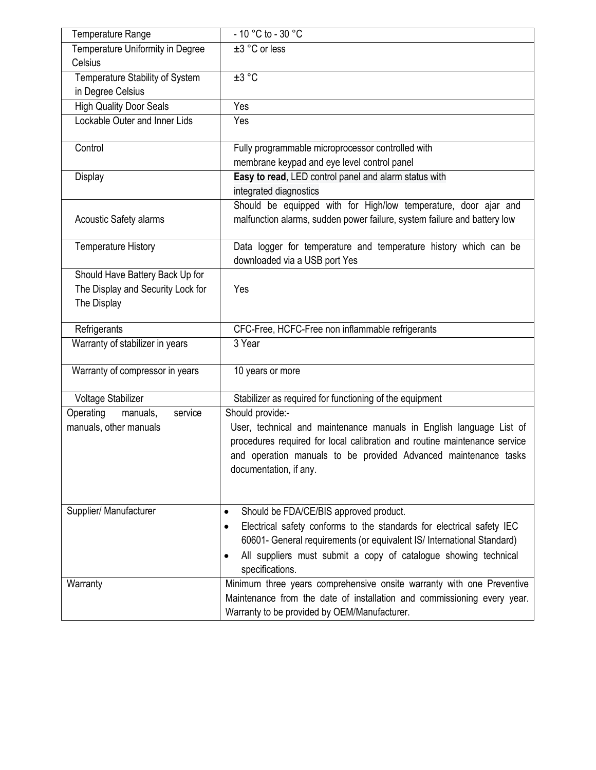| Temperature Range | - 10 °C to - 30 °C |
|---|---|
| Temperature Uniformity in Degree Celsius | ±3 °C or less |
| Temperature Stability of System in Degree Celsius | ±3 °C |
| High Quality Door Seals | Yes |
| Lockable Outer and Inner Lids | Yes |
| Control | Fully programmable microprocessor controlled with membrane keypad and eye level control panel |
| Display | **Easy to read**, LED control panel and alarm status with integrated diagnostics |
| Acoustic Safety alarms | Should be equipped with for High/low temperature, door ajar and malfunction alarms, sudden power failure, system failure and battery low |
| Temperature History | Data logger for temperature and temperature history which can be downloaded via a USB port Yes |
| Should Have Battery Back Up for The Display and Security Lock for The Display | Yes |
| Refrigerants | CFC-Free, HCFC-Free non inflammable refrigerants |
| Warranty of stabilizer in years | 3 Year |
| Warranty of compressor in years | 10 years or more |
| Voltage Stabilizer | Stabilizer as required for functioning of the equipment |
| Operating manuals, service manuals, other manuals | Should provide:- User, technical and maintenance manuals in English language List of procedures required for local calibration and routine maintenance service and operation manuals to be provided Advanced maintenance tasks documentation, if any. |
| Supplier/ Manufacturer | • Should be FDA/CE/BIS approved product. <br> • Electrical safety conforms to the standards for electrical safety IEC 60601- General requirements (or equivalent IS/ International Standard) <br> • All suppliers must submit a copy of catalogue showing technical specifications. |
| Warranty | Minimum three years comprehensive onsite warranty with one Preventive Maintenance from the date of installation and commissioning every year. Warranty to be provided by OEM/Manufacturer. |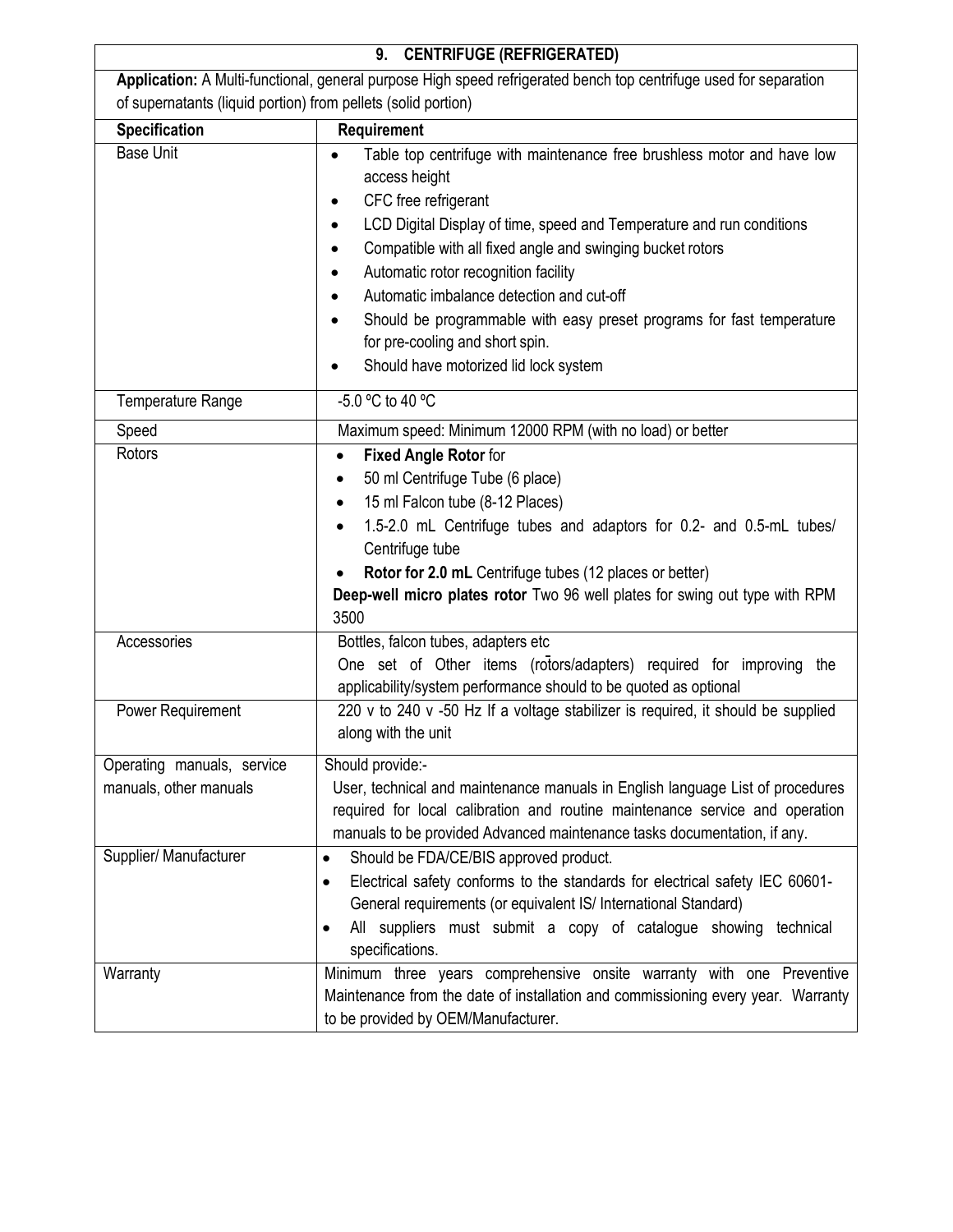| 9. CENTRIFUGE (REFRIGERATED) | |
|---|---|
| **Application:** A Multi-functional, general purpose High speed refrigerated bench top centrifuge used for separation of supernatants (liquid portion) from pellets (solid portion) | |
| **Specification** | **Requirement** |
| Base Unit | • Table top centrifuge with maintenance free brushless motor and have low access height<br>• CFC free refrigerant<br>• LCD Digital Display of time, speed and Temperature and run conditions<br>• Compatible with all fixed angle and swinging bucket rotors<br>• Automatic rotor recognition facility<br>• Automatic imbalance detection and cut-off<br>• Should be programmable with easy preset programs for fast temperature for pre-cooling and short spin.<br>• Should have motorized lid lock system |
| Temperature Range | -5.0 ºC to 40 ºC |
| Speed | Maximum speed: Minimum 12000 RPM (with no load) or better |
| Rotors | • **Fixed Angle Rotor** for<br>• 50 ml Centrifuge Tube (6 place)<br>• 15 ml Falcon tube (8-12 Places)<br>• 1.5-2.0 mL Centrifuge tubes and adaptors for 0.2- and 0.5-mL tubes/ Centrifuge tube<br>• **Rotor for 2.0 mL** Centrifuge tubes (12 places or better)<br>**Deep-well micro plates rotor** Two 96 well plates for swing out type with RPM 3500 |
| Accessories | Bottles, falcon tubes, adapters etc<br>One set of Other items (rotors/adapters) required for improving the applicability/system performance should to be quoted as optional |
| Power Requirement | 220 v to 240 v -50 Hz If a voltage stabilizer is required, it should be supplied along with the unit |
| Operating manuals, service manuals, other manuals | Should provide:-<br>User, technical and maintenance manuals in English language List of procedures required for local calibration and routine maintenance service and operation manuals to be provided Advanced maintenance tasks documentation, if any. |
| Supplier/ Manufacturer | • Should be FDA/CE/BIS approved product.<br>• Electrical safety conforms to the standards for electrical safety IEC 60601-General requirements (or equivalent IS/ International Standard)<br>• All suppliers must submit a copy of catalogue showing technical specifications. |
| Warranty | Minimum three years comprehensive onsite warranty with one Preventive Maintenance from the date of installation and commissioning every year. Warranty to be provided by OEM/Manufacturer. |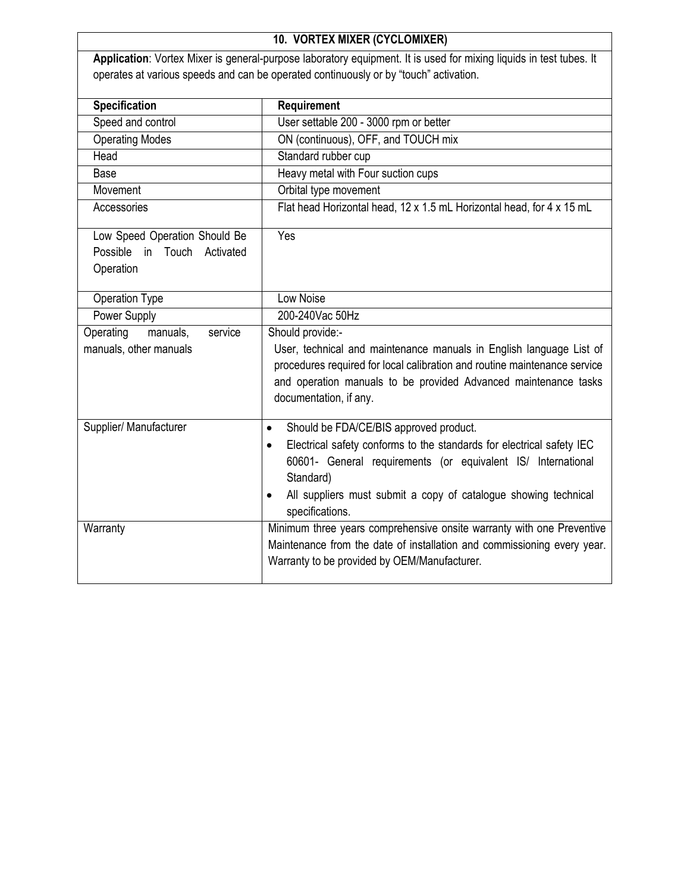## 10. VORTEX MIXER (CYCLOMIXER)

**Application**: Vortex Mixer is general-purpose laboratory equipment. It is used for mixing liquids in test tubes. It operates at various speeds and can be operated continuously or by "touch" activation.

| Specification | Requirement |
|---|---|
| Speed and control | User settable 200 - 3000 rpm or better |
| Operating Modes | ON (continuous), OFF, and TOUCH mix |
| Head | Standard rubber cup |
| Base | Heavy metal with Four suction cups |
| Movement | Orbital type movement |
| Accessories | Flat head Horizontal head, 12 x 1.5 mL Horizontal head, for 4 x 15 mL |
| Low Speed Operation Should Be Possible in Touch Activated Operation | Yes |
| Operation Type | Low Noise |
| Power Supply | 200-240Vac 50Hz |
| Operating manuals, service manuals, other manuals | Should provide:- User, technical and maintenance manuals in English language List of procedures required for local calibration and routine maintenance service and operation manuals to be provided Advanced maintenance tasks documentation, if any. |
| Supplier/ Manufacturer | • Should be FDA/CE/BIS approved product.<br>• Electrical safety conforms to the standards for electrical safety IEC 60601- General requirements (or equivalent IS/ International Standard)<br>• All suppliers must submit a copy of catalogue showing technical specifications. |
| Warranty | Minimum three years comprehensive onsite warranty with one Preventive Maintenance from the date of installation and commissioning every year. Warranty to be provided by OEM/Manufacturer. |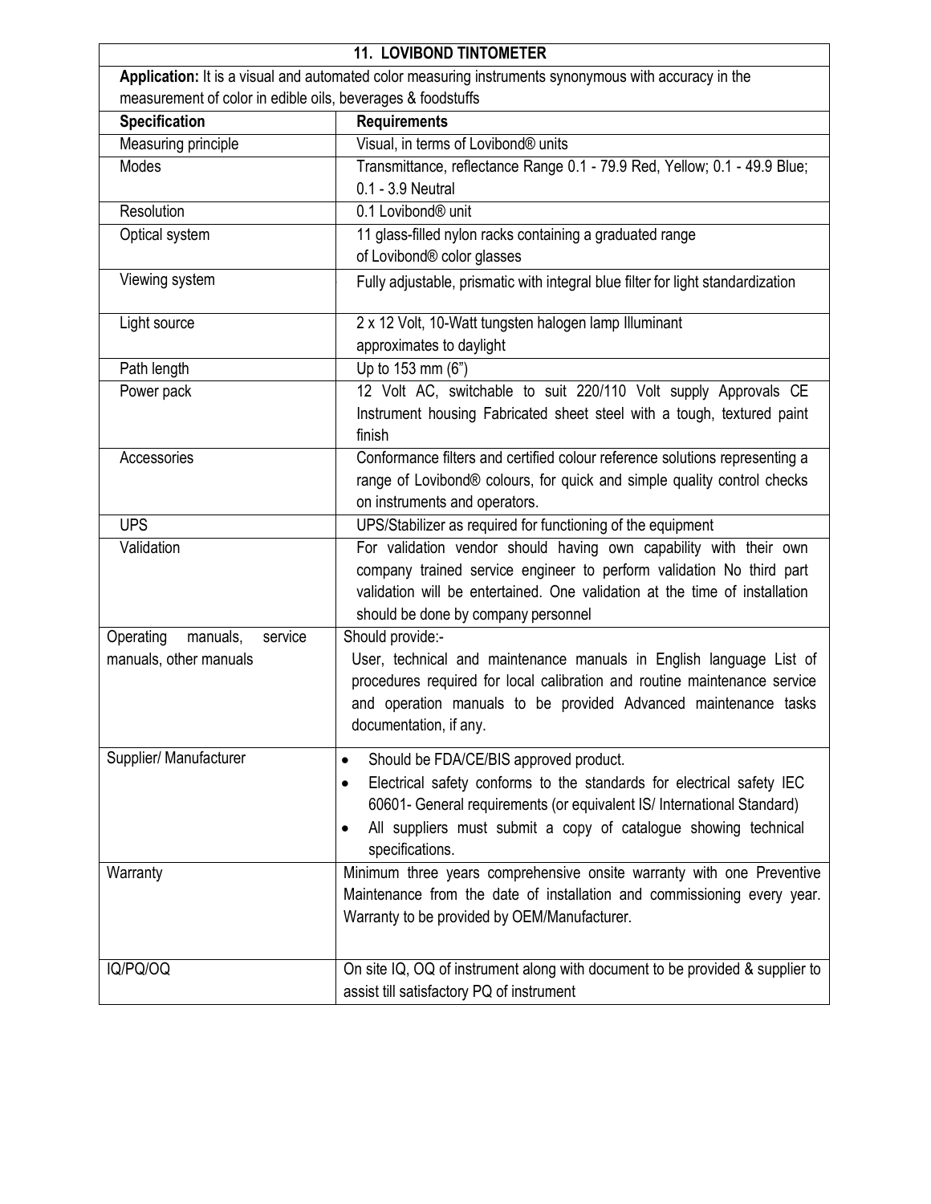| 11. LOVIBOND TINTOMETER | |
|---|---|
| **Application:** It is a visual and automated color measuring instruments synonymous with accuracy in the measurement of color in edible oils, beverages & foodstuffs | |
| **Specification** | **Requirements** |
| Measuring principle | Visual, in terms of Lovibond® units |
| Modes | Transmittance, reflectance Range 0.1 - 79.9 Red, Yellow; 0.1 - 49.9 Blue; 0.1 - 3.9 Neutral |
| Resolution | 0.1 Lovibond® unit |
| Optical system | 11 glass-filled nylon racks containing a graduated range of Lovibond® color glasses |
| Viewing system | Fully adjustable, prismatic with integral blue filter for light standardization |
| Light source | 2 x 12 Volt, 10-Watt tungsten halogen lamp Illuminant approximates to daylight |
| Path length | Up to 153 mm (6") |
| Power pack | 12 Volt AC, switchable to suit 220/110 Volt supply Approvals CE Instrument housing Fabricated sheet steel with a tough, textured paint finish |
| Accessories | Conformance filters and certified colour reference solutions representing a range of Lovibond® colours, for quick and simple quality control checks on instruments and operators. |
| UPS | UPS/Stabilizer as required for functioning of the equipment |
| Validation | For validation vendor should having own capability with their own company trained service engineer to perform validation No third part validation will be entertained. One validation at the time of installation should be done by company personnel |
| Operating manuals, service manuals, other manuals | Should provide:- User, technical and maintenance manuals in English language List of procedures required for local calibration and routine maintenance service and operation manuals to be provided Advanced maintenance tasks documentation, if any. |
| Supplier/ Manufacturer | • Should be FDA/CE/BIS approved product. • Electrical safety conforms to the standards for electrical safety IEC 60601- General requirements (or equivalent IS/ International Standard) • All suppliers must submit a copy of catalogue showing technical specifications. |
| Warranty | Minimum three years comprehensive onsite warranty with one Preventive Maintenance from the date of installation and commissioning every year. Warranty to be provided by OEM/Manufacturer. |
| IQ/PQ/OQ | On site IQ, OQ of instrument along with document to be provided & supplier to assist till satisfactory PQ of instrument |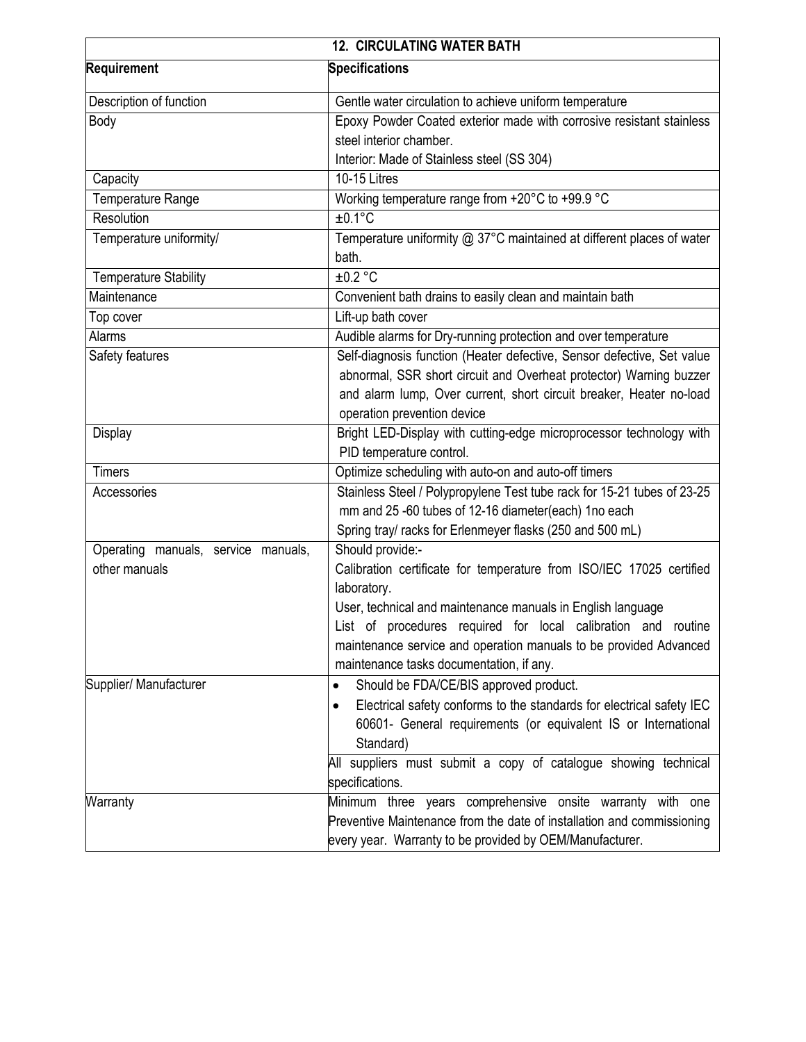| 12. CIRCULATING WATER BATH | |
|---|---|
| **Requirement** | **Specifications** |
| Description of function | Gentle water circulation to achieve uniform temperature |
| Body | Epoxy Powder Coated exterior made with corrosive resistant stainless steel interior chamber.<br>Interior: Made of Stainless steel (SS 304) |
| Capacity | 10-15 Litres |
| Temperature Range | Working temperature range from +20°C to +99.9 °C |
| Resolution | ±0.1°C |
| Temperature uniformity/ | Temperature uniformity @ 37°C maintained at different places of water bath. |
| Temperature Stability | ±0.2 °C |
| Maintenance | Convenient bath drains to easily clean and maintain bath |
| Top cover | Lift-up bath cover |
| Alarms | Audible alarms for Dry-running protection and over temperature |
| Safety features | Self-diagnosis function (Heater defective, Sensor defective, Set value abnormal, SSR short circuit and Overheat protector) Warning buzzer and alarm lump, Over current, short circuit breaker, Heater no-load operation prevention device |
| Display | Bright LED-Display with cutting-edge microprocessor technology with PID temperature control. |
| Timers | Optimize scheduling with auto-on and auto-off timers |
| Accessories | Stainless Steel / Polypropylene Test tube rack for 15-21 tubes of 23-25 mm and 25 -60 tubes of 12-16 diameter(each) 1no each<br>Spring tray/ racks for Erlenmeyer flasks (250 and 500 mL) |
| Operating manuals, service manuals, other manuals | Should provide:-<br>Calibration certificate for temperature from ISO/IEC 17025 certified laboratory.<br>User, technical and maintenance manuals in English language<br>List of procedures required for local calibration and routine maintenance service and operation manuals to be provided Advanced maintenance tasks documentation, if any. |
| Supplier/ Manufacturer | • Should be FDA/CE/BIS approved product.<br>• Electrical safety conforms to the standards for electrical safety IEC 60601- General requirements (or equivalent IS or International Standard)<br>All suppliers must submit a copy of catalogue showing technical specifications. |
| Warranty | Minimum three years comprehensive onsite warranty with one Preventive Maintenance from the date of installation and commissioning every year. Warranty to be provided by OEM/Manufacturer. |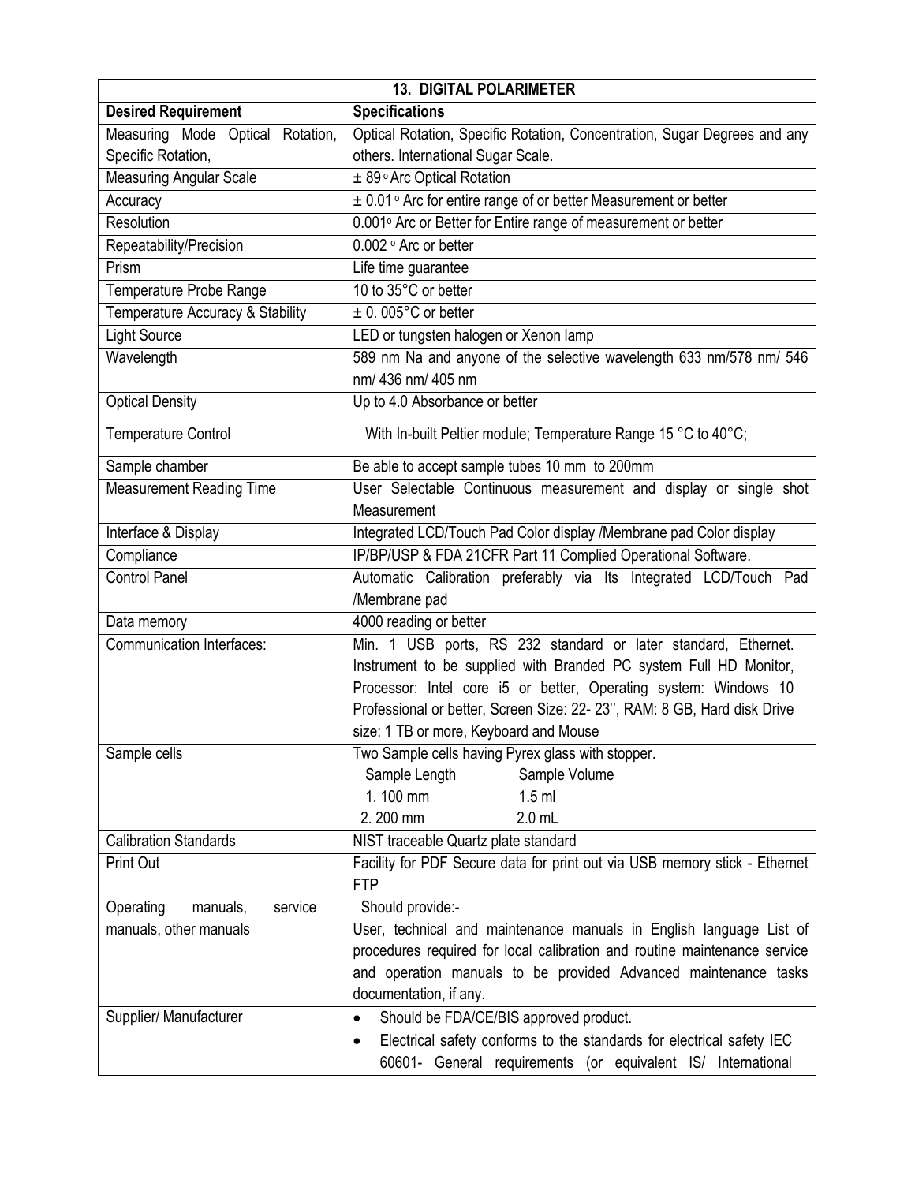| 13. DIGITAL POLARIMETER | |
|---|---|
| **Desired Requirement** | **Specifications** |
| Measuring Mode Optical Rotation, Specific Rotation, | Optical Rotation, Specific Rotation, Concentration, Sugar Degrees and any others. International Sugar Scale. |
| Measuring Angular Scale | ± 89 ° Arc Optical Rotation |
| Accuracy | ± 0.01 ° Arc for entire range of or better Measurement or better |
| Resolution | 0.001° Arc or Better for Entire range of measurement or better |
| Repeatability/Precision | 0.002 ° Arc or better |
| Prism | Life time guarantee |
| Temperature Probe Range | 10 to 35°C or better |
| Temperature Accuracy & Stability | ± 0. 005°C or better |
| Light Source | LED or tungsten halogen or Xenon lamp |
| Wavelength | 589 nm Na and anyone of the selective wavelength 633 nm/578 nm/ 546 nm/ 436 nm/ 405 nm |
| Optical Density | Up to 4.0 Absorbance or better |
| Temperature Control | With In-built Peltier module; Temperature Range 15 °C to 40°C; |
| Sample chamber | Be able to accept sample tubes 10 mm to 200mm |
| Measurement Reading Time | User Selectable Continuous measurement and display or single shot Measurement |
| Interface & Display | Integrated LCD/Touch Pad Color display /Membrane pad Color display |
| Compliance | IP/BP/USP & FDA 21CFR Part 11 Complied Operational Software. |
| Control Panel | Automatic Calibration preferably via Its Integrated LCD/Touch Pad /Membrane pad |
| Data memory | 4000 reading or better |
| Communication Interfaces: | Min. 1 USB ports, RS 232 standard or later standard, Ethernet. Instrument to be supplied with Branded PC system Full HD Monitor, Processor: Intel core i5 or better, Operating system: Windows 10 Professional or better, Screen Size: 22- 23'', RAM: 8 GB, Hard disk Drive size: 1 TB or more, Keyboard and Mouse |
| Sample cells | Two Sample cells having Pyrex glass with stopper.<br>Sample Length Sample Volume<br>1. 100 mm 1.5 ml<br>2. 200 mm 2.0 mL |
| Calibration Standards | NIST traceable Quartz plate standard |
| Print Out | Facility for PDF Secure data for print out via USB memory stick - Ethernet FTP |
| Operating manuals, service manuals, other manuals | Should provide:-<br>User, technical and maintenance manuals in English language List of procedures required for local calibration and routine maintenance service and operation manuals to be provided Advanced maintenance tasks documentation, if any. |
| Supplier/ Manufacturer | • Should be FDA/CE/BIS approved product.<br>• Electrical safety conforms to the standards for electrical safety IEC 60601- General requirements (or equivalent IS/ International |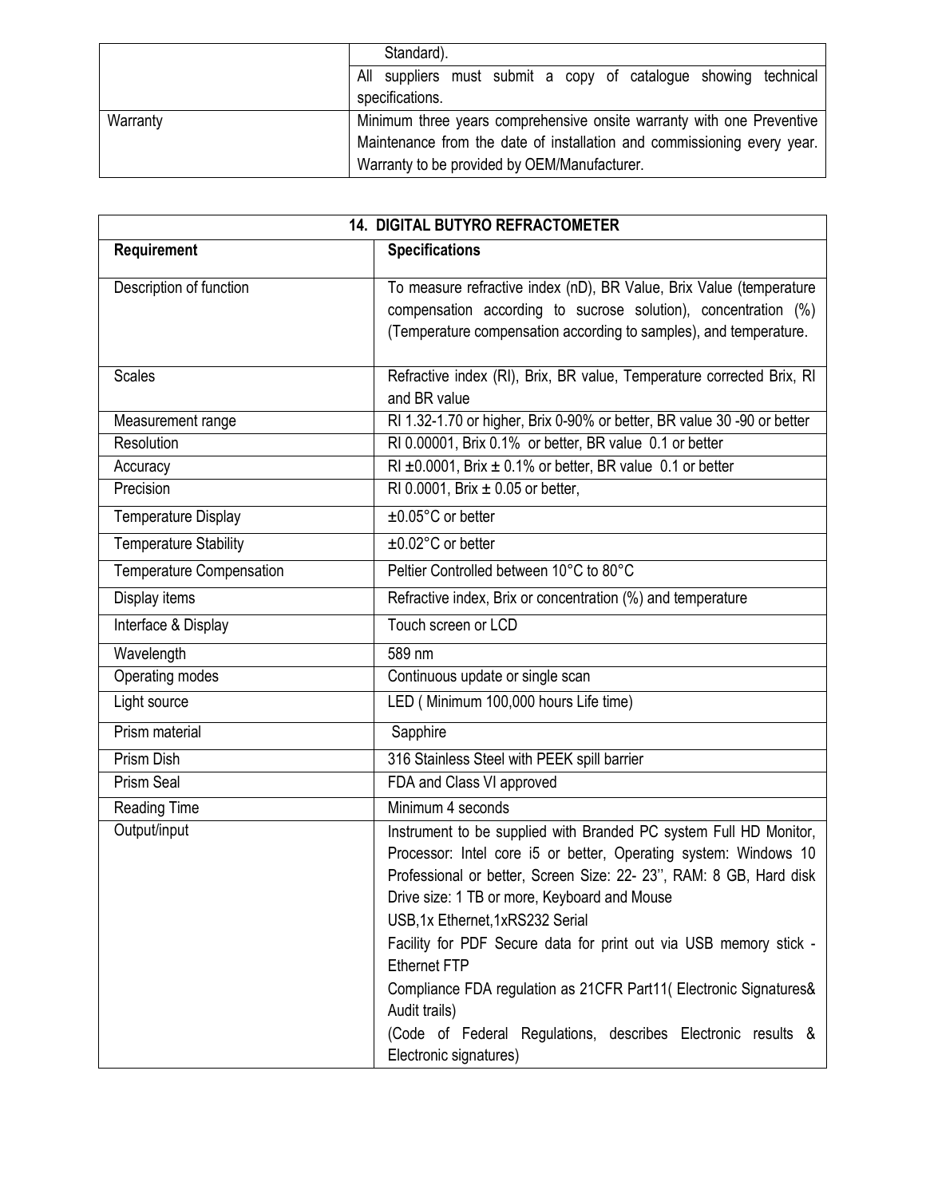| | |
|---|---|
| | Standard). |
| | All suppliers must submit a copy of catalogue showing technical specifications. |
| Warranty | Minimum three years comprehensive onsite warranty with one Preventive Maintenance from the date of installation and commissioning every year. Warranty to be provided by OEM/Manufacturer. |

| 14. DIGITAL BUTYRO REFRACTOMETER | |
|---|---|
| **Requirement** | **Specifications** |
| Description of function | To measure refractive index (nD), BR Value, Brix Value (temperature compensation according to sucrose solution), concentration (%) (Temperature compensation according to samples), and temperature. |
| Scales | Refractive index (RI), Brix, BR value, Temperature corrected Brix, RI and BR value |
| Measurement range | RI 1.32-1.70 or higher, Brix 0-90% or better, BR value 30 -90 or better |
| Resolution | RI 0.00001, Brix 0.1% or better, BR value 0.1 or better |
| Accuracy | RI ±0.0001, Brix ± 0.1% or better, BR value 0.1 or better |
| Precision | RI 0.0001, Brix ± 0.05 or better, |
| Temperature Display | ±0.05°C or better |
| Temperature Stability | ±0.02°C or better |
| Temperature Compensation | Peltier Controlled between 10°C to 80°C |
| Display items | Refractive index, Brix or concentration (%) and temperature |
| Interface & Display | Touch screen or LCD |
| Wavelength | 589 nm |
| Operating modes | Continuous update or single scan |
| Light source | LED ( Minimum 100,000 hours Life time) |
| Prism material | Sapphire |
| Prism Dish | 316 Stainless Steel with PEEK spill barrier |
| Prism Seal | FDA and Class VI approved |
| Reading Time | Minimum 4 seconds |
| Output/input | Instrument to be supplied with Branded PC system Full HD Monitor, Processor: Intel core i5 or better, Operating system: Windows 10 Professional or better, Screen Size: 22- 23'', RAM: 8 GB, Hard disk Drive size: 1 TB or more, Keyboard and Mouse<br>USB,1x Ethernet,1xRS232 Serial<br>Facility for PDF Secure data for print out via USB memory stick - Ethernet FTP<br>Compliance FDA regulation as 21CFR Part11( Electronic Signatures& Audit trails)<br>(Code of Federal Regulations, describes Electronic results & Electronic signatures) |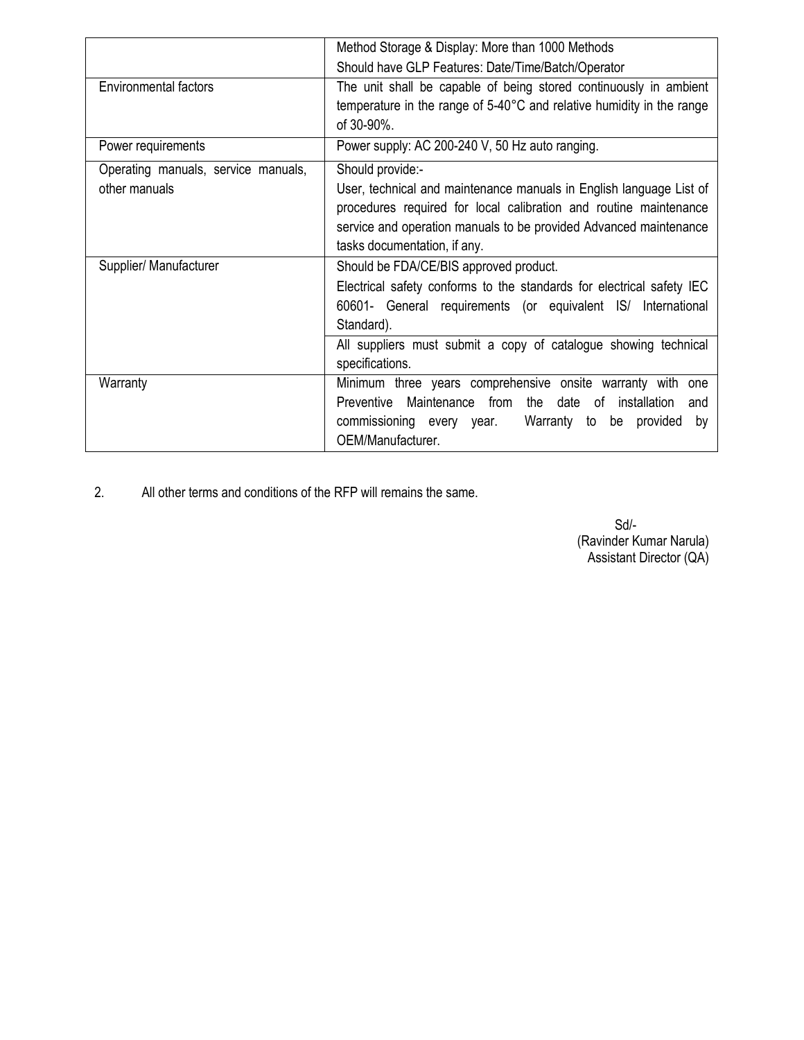| | |
|---|---|
| | Method Storage & Display: More than 1000 Methods<br>Should have GLP Features: Date/Time/Batch/Operator |
| Environmental factors | The unit shall be capable of being stored continuously in ambient temperature in the range of 5-40°C and relative humidity in the range of 30-90%. |
| Power requirements | Power supply: AC 200-240 V, 50 Hz auto ranging. |
| Operating manuals, service manuals, other manuals | Should provide:-<br>User, technical and maintenance manuals in English language List of procedures required for local calibration and routine maintenance service and operation manuals to be provided Advanced maintenance tasks documentation, if any. |
| Supplier/ Manufacturer | Should be FDA/CE/BIS approved product.<br>Electrical safety conforms to the standards for electrical safety IEC 60601- General requirements (or equivalent IS/ International Standard). |
| | All suppliers must submit a copy of catalogue showing technical specifications. |
| Warranty | Minimum three years comprehensive onsite warranty with one Preventive Maintenance from the date of installation and commissioning every year. Warranty to be provided by OEM/Manufacturer. |

2. All other terms and conditions of the RFP will remains the same.

Sd/-
(Ravinder Kumar Narula)
Assistant Director (QA)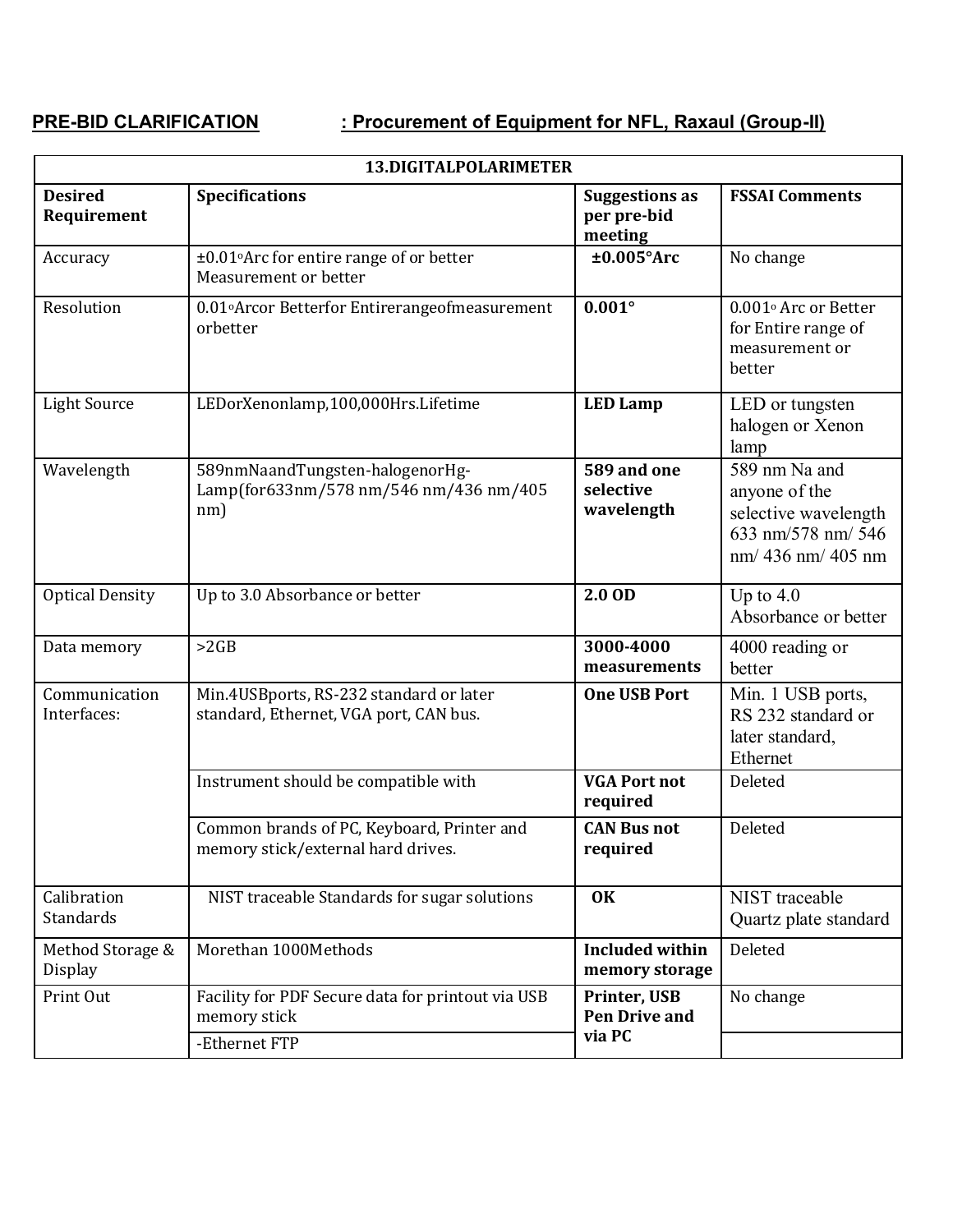**PRE-BID CLARIFICATION** : **Procurement of Equipment for NFL, Raxaul (Group-II)**

| 13.DIGITALPOLARIMETER | | | |
|---|---|---|---|
| **Desired Requirement** | **Specifications** | **Suggestions as per pre-bid meeting** | **FSSAI Comments** |
| Accuracy | ±0.01°Arc for entire range of or better Measurement or better | **±0.005°Arc** | No change |
| Resolution | 0.01°Arcor Betterfor Entirerangeofmeasurement orbetter | **0.001°** | 0.001° Arc or Better for Entire range of measurement or better |
| Light Source | LEDorXenonlamp,100,000Hrs.Lifetime | **LED Lamp** | LED or tungsten halogen or Xenon lamp |
| Wavelength | 589nmNaandTungsten-halogenorHg-Lamp(for633nm/578 nm/546 nm/436 nm/405 nm) | **589 and one selective wavelength** | 589 nm Na and anyone of the selective wavelength 633 nm/578 nm/ 546 nm/ 436 nm/ 405 nm |
| Optical Density | Up to 3.0 Absorbance or better | **2.0 OD** | Up to 4.0 Absorbance or better |
| Data memory | >2GB | **3000-4000 measurements** | 4000 reading or better |
| Communication Interfaces: | Min.4USBports, RS-232 standard or later standard, Ethernet, VGA port, CAN bus. | **One USB Port** | Min. 1 USB ports, RS 232 standard or later standard, Ethernet |
| | Instrument should be compatible with | **VGA Port not required** | Deleted |
| | Common brands of PC, Keyboard, Printer and memory stick/external hard drives. | **CAN Bus not required** | Deleted |
| Calibration Standards | NIST traceable Standards for sugar solutions | **OK** | NIST traceable Quartz plate standard |
| Method Storage & Display | Morethan 1000Methods | **Included within memory storage** | Deleted |
| Print Out | Facility for PDF Secure data for printout via USB memory stick | **Printer, USB Pen Drive and via PC** | No change |
| | -Ethernet FTP | | |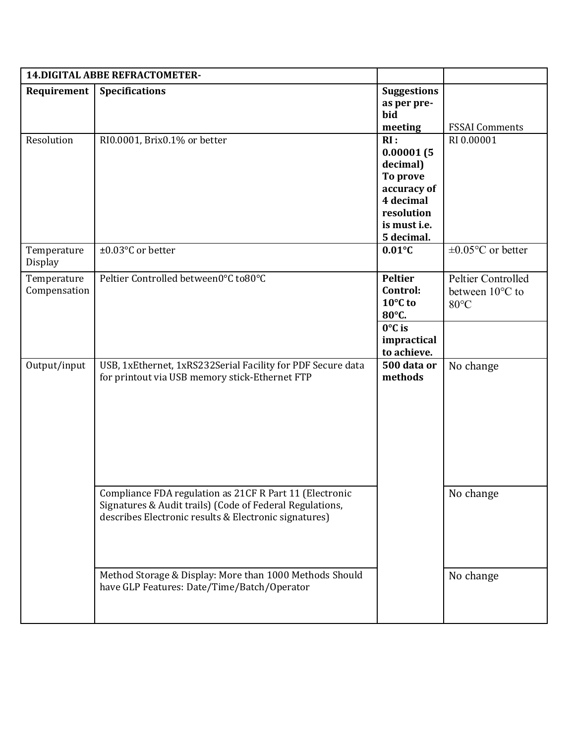| 14.DIGITAL ABBE REFRACTOMETER- | | | |
|---|---|---|---|
| **Requirement** | **Specifications** | **Suggestions as per pre-bid meeting** | FSSAI Comments |
| Resolution | RI0.0001, Brix0.1% or better | **RI : 0.00001 (5 decimal) To prove accuracy of 4 decimal resolution is must i.e. 5 decimal.** | RI 0.00001 |
| Temperature Display | ±0.03°C or better | **0.01°C** | ±0.05°C or better |
| Temperature Compensation | Peltier Controlled between0°C to80°C | **Peltier Control: 10°C to 80°C.** | Peltier Controlled between 10°C to 80°C |
| | | **0°C is impractical to achieve.** | |
| Output/input | USB, 1xEthernet, 1xRS232Serial Facility for PDF Secure data for printout via USB memory stick-Ethernet FTP | **500 data or methods** | No change |
| | Compliance FDA regulation as 21CF R Part 11 (Electronic Signatures & Audit trails) (Code of Federal Regulations, describes Electronic results & Electronic signatures) | | No change |
| | Method Storage & Display: More than 1000 Methods Should have GLP Features: Date/Time/Batch/Operator | | No change |